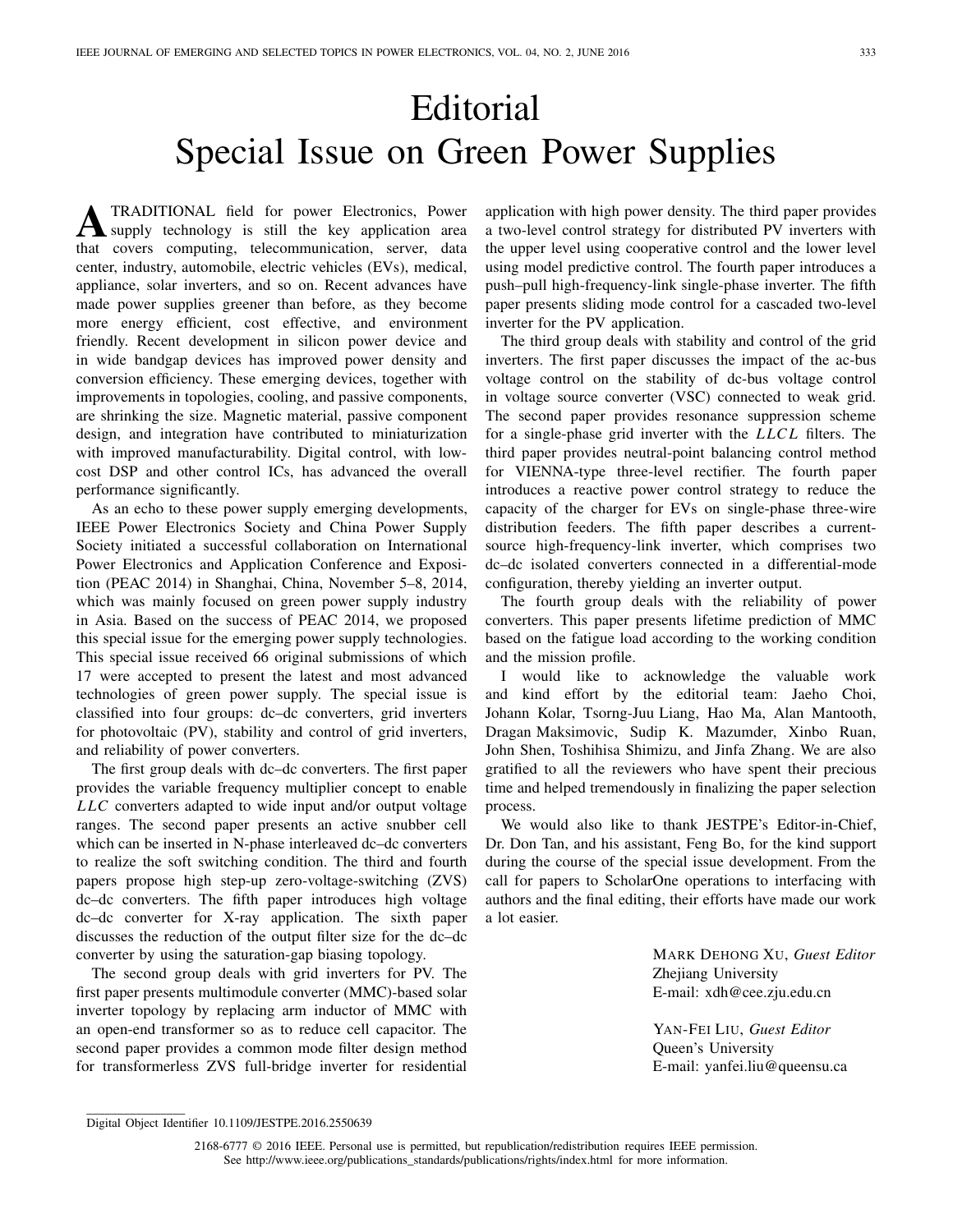# Editorial
# Special Issue on Green Power Supplies

A TRADITIONAL field for power Electronics, Power supply technology is still the key application area that covers computing, telecommunication, server, data center, industry, automobile, electric vehicles (EVs), medical, appliance, solar inverters, and so on. Recent advances have made power supplies greener than before, as they become more energy efficient, cost effective, and environment friendly. Recent development in silicon power device and in wide bandgap devices has improved power density and conversion efficiency. These emerging devices, together with improvements in topologies, cooling, and passive components, are shrinking the size. Magnetic material, passive component design, and integration have contributed to miniaturization with improved manufacturability. Digital control, with low-cost DSP and other control ICs, has advanced the overall performance significantly.

As an echo to these power supply emerging developments, IEEE Power Electronics Society and China Power Supply Society initiated a successful collaboration on International Power Electronics and Application Conference and Exposition (PEAC 2014) in Shanghai, China, November 5–8, 2014, which was mainly focused on green power supply industry in Asia. Based on the success of PEAC 2014, we proposed this special issue for the emerging power supply technologies. This special issue received 66 original submissions of which 17 were accepted to present the latest and most advanced technologies of green power supply. The special issue is classified into four groups: dc–dc converters, grid inverters for photovoltaic (PV), stability and control of grid inverters, and reliability of power converters.

The first group deals with dc–dc converters. The first paper provides the variable frequency multiplier concept to enable *LLC* converters adapted to wide input and/or output voltage ranges. The second paper presents an active snubber cell which can be inserted in N-phase interleaved dc–dc converters to realize the soft switching condition. The third and fourth papers propose high step-up zero-voltage-switching (ZVS) dc–dc converters. The fifth paper introduces high voltage dc–dc converter for X-ray application. The sixth paper discusses the reduction of the output filter size for the dc–dc converter by using the saturation-gap biasing topology.

The second group deals with grid inverters for PV. The first paper presents multimodule converter (MMC)-based solar inverter topology by replacing arm inductor of MMC with an open-end transformer so as to reduce cell capacitor. The second paper provides a common mode filter design method for transformerless ZVS full-bridge inverter for residential application with high power density. The third paper provides a two-level control strategy for distributed PV inverters with the upper level using cooperative control and the lower level using model predictive control. The fourth paper introduces a push–pull high-frequency-link single-phase inverter. The fifth paper presents sliding mode control for a cascaded two-level inverter for the PV application.

The third group deals with stability and control of the grid inverters. The first paper discusses the impact of the ac-bus voltage control on the stability of dc-bus voltage control in voltage source converter (VSC) connected to weak grid. The second paper provides resonance suppression scheme for a single-phase grid inverter with the *LLCL* filters. The third paper provides neutral-point balancing control method for VIENNA-type three-level rectifier. The fourth paper introduces a reactive power control strategy to reduce the capacity of the charger for EVs on single-phase three-wire distribution feeders. The fifth paper describes a current-source high-frequency-link inverter, which comprises two dc–dc isolated converters connected in a differential-mode configuration, thereby yielding an inverter output.

The fourth group deals with the reliability of power converters. This paper presents lifetime prediction of MMC based on the fatigue load according to the working condition and the mission profile.

I would like to acknowledge the valuable work and kind effort by the editorial team: Jaeho Choi, Johann Kolar, Tsorng-Juu Liang, Hao Ma, Alan Mantooth, Dragan Maksimovic, Sudip K. Mazumder, Xinbo Ruan, John Shen, Toshihisa Shimizu, and Jinfa Zhang. We are also gratified to all the reviewers who have spent their precious time and helped tremendously in finalizing the paper selection process.

We would also like to thank JESTPE's Editor-in-Chief, Dr. Don Tan, and his assistant, Feng Bo, for the kind support during the course of the special issue development. From the call for papers to ScholarOne operations to interfacing with authors and the final editing, their efforts have made our work a lot easier.

MARK DEHONG XU, *Guest Editor*
Zhejiang University
E-mail: xdh@cee.zju.edu.cn

YAN-FEI LIU, *Guest Editor*
Queen's University
E-mail: yanfei.liu@queensu.ca

Digital Object Identifier 10.1109/JESTPE.2016.2550639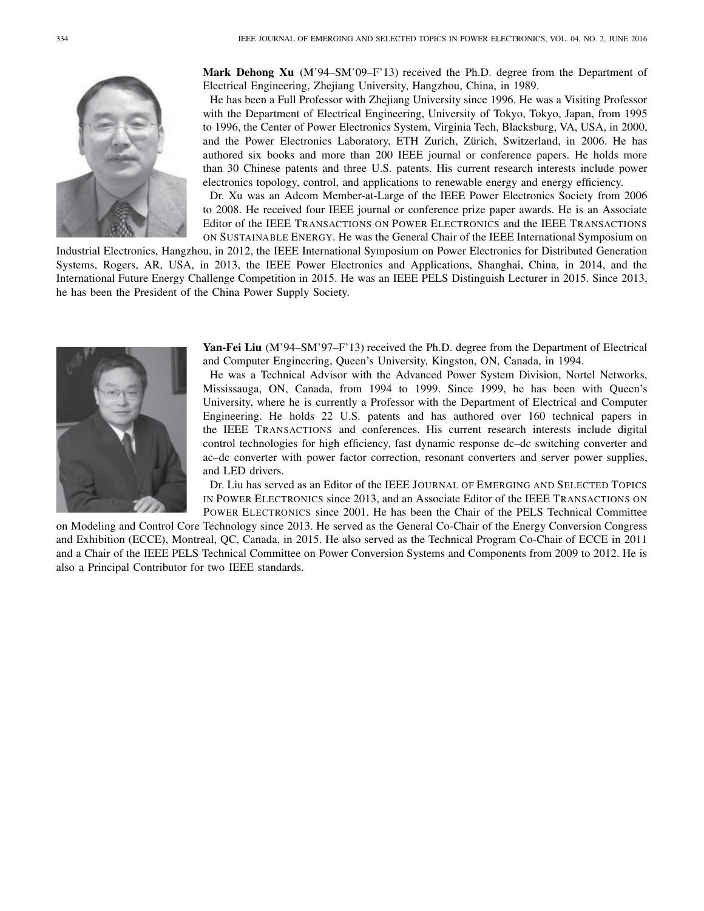**Mark Dehong Xu** (M'94–SM'09–F'13) received the Ph.D. degree from the Department of Electrical Engineering, Zhejiang University, Hangzhou, China, in 1989.

He has been a Full Professor with Zhejiang University since 1996. He was a Visiting Professor with the Department of Electrical Engineering, University of Tokyo, Tokyo, Japan, from 1995 to 1996, the Center of Power Electronics System, Virginia Tech, Blacksburg, VA, USA, in 2000, and the Power Electronics Laboratory, ETH Zurich, Zürich, Switzerland, in 2006. He has authored six books and more than 200 IEEE journal or conference papers. He holds more than 30 Chinese patents and three U.S. patents. His current research interests include power electronics topology, control, and applications to renewable energy and energy efficiency.

Dr. Xu was an Adcom Member-at-Large of the IEEE Power Electronics Society from 2006 to 2008. He received four IEEE journal or conference prize paper awards. He is an Associate Editor of the IEEE TRANSACTIONS ON POWER ELECTRONICS and the IEEE TRANSACTIONS ON SUSTAINABLE ENERGY. He was the General Chair of the IEEE International Symposium on Industrial Electronics, Hangzhou, in 2012, the IEEE International Symposium on Power Electronics for Distributed Generation Systems, Rogers, AR, USA, in 2013, the IEEE Power Electronics and Applications, Shanghai, China, in 2014, and the International Future Energy Challenge Competition in 2015. He was an IEEE PELS Distinguish Lecturer in 2015. Since 2013, he has been the President of the China Power Supply Society.

**Yan-Fei Liu** (M'94–SM'97–F'13) received the Ph.D. degree from the Department of Electrical and Computer Engineering, Queen's University, Kingston, ON, Canada, in 1994.

He was a Technical Advisor with the Advanced Power System Division, Nortel Networks, Mississauga, ON, Canada, from 1994 to 1999. Since 1999, he has been with Queen's University, where he is currently a Professor with the Department of Electrical and Computer Engineering. He holds 22 U.S. patents and has authored over 160 technical papers in the IEEE TRANSACTIONS and conferences. His current research interests include digital control technologies for high efficiency, fast dynamic response dc–dc switching converter and ac–dc converter with power factor correction, resonant converters and server power supplies, and LED drivers.

Dr. Liu has served as an Editor of the IEEE JOURNAL OF EMERGING AND SELECTED TOPICS IN POWER ELECTRONICS since 2013, and an Associate Editor of the IEEE TRANSACTIONS ON POWER ELECTRONICS since 2001. He has been the Chair of the PELS Technical Committee on Modeling and Control Core Technology since 2013. He served as the General Co-Chair of the Energy Conversion Congress and Exhibition (ECCE), Montreal, QC, Canada, in 2015. He also served as the Technical Program Co-Chair of ECCE in 2011 and a Chair of the IEEE PELS Technical Committee on Power Conversion Systems and Components from 2009 to 2012. He is also a Principal Contributor for two IEEE standards.